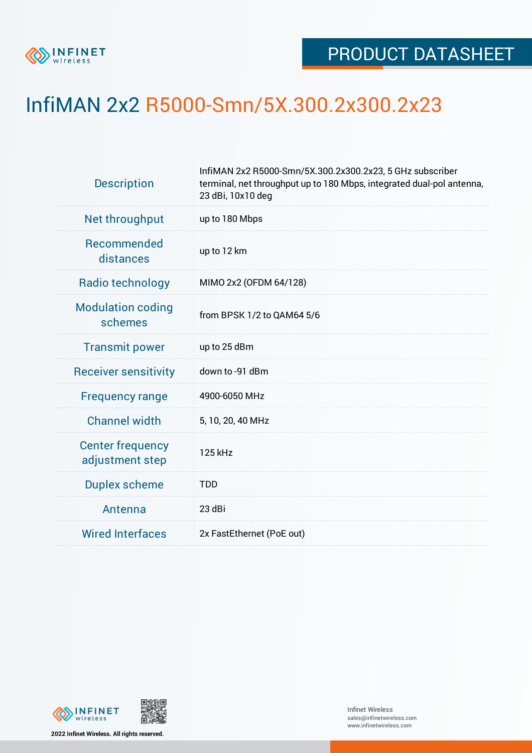PRODUCT DATASHEET

# InfiMAN 2x2 R5000-Smn/5X.300.2x300.2x23

| | |
|---|---|
| Description | InfiMAN 2x2 R5000-Smn/5X.300.2x300.2x23, 5 GHz subscriber terminal, net throughput up to 180 Mbps, integrated dual-pol antenna, 23 dBi, 10x10 deg |
| Net throughput | up to 180 Mbps |
| Recommended distances | up to 12 km |
| Radio technology | MIMO 2x2 (OFDM 64/128) |
| Modulation coding schemes | from BPSK 1/2 to QAM64 5/6 |
| Transmit power | up to 25 dBm |
| Receiver sensitivity | down to -91 dBm |
| Frequency range | 4900-6050 MHz |
| Channel width | 5, 10, 20, 40 MHz |
| Center frequency adjustment step | 125 kHz |
| Duplex scheme | TDD |
| Antenna | 23 dBi |
| Wired Interfaces | 2x FastEthernet (PoE out) |

2022 Infinet Wireless. All rights reserved.

Infinet Wireless
sales@infinetwireless.com
www.infinetwireless.com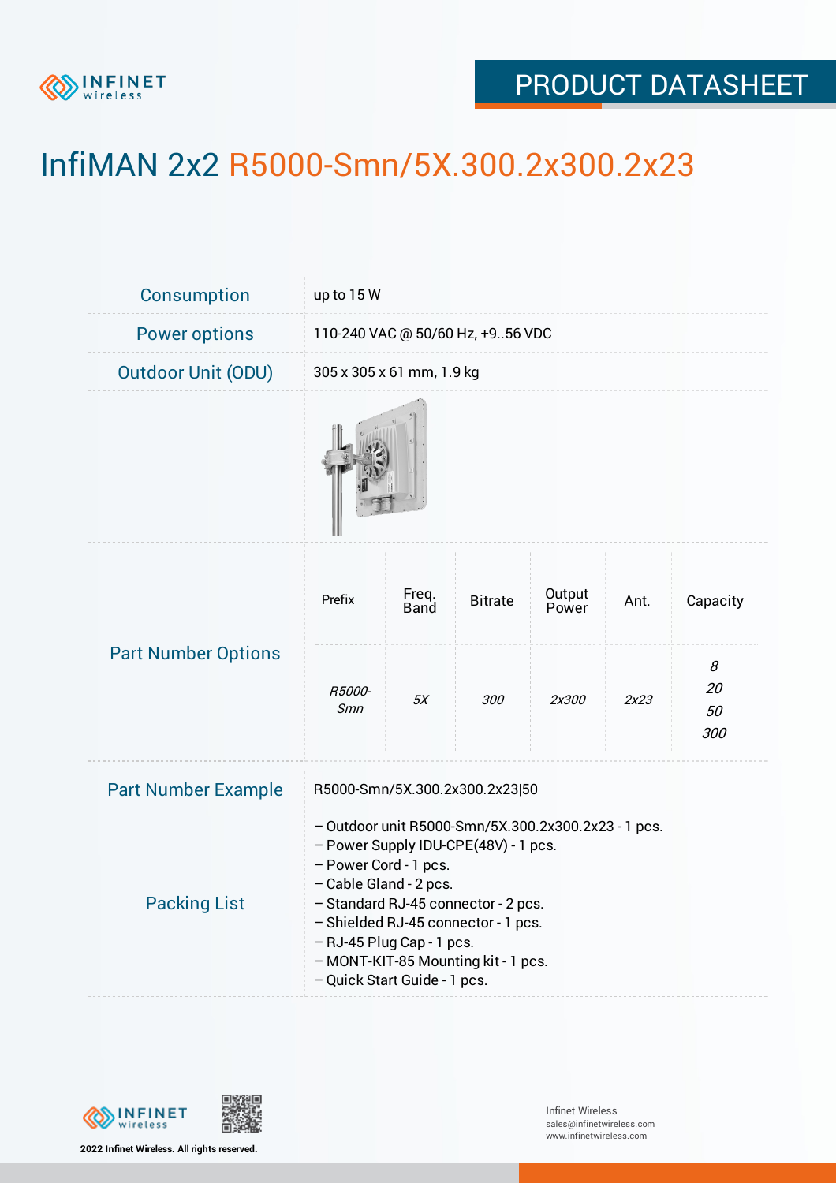# InfiMAN 2x2 R5000-Smn/5X.300.2x300.2x23

| | |
|---|---|
| Consumption | up to 15 W |
| Power options | 110-240 VAC @ 50/60 Hz, +9..56 VDC |
| Outdoor Unit (ODU) | 305 x 305 x 61 mm, 1.9 kg |

**Part Number Options**

| Prefix | Freq. Band | Bitrate | Output Power | Ant. | Capacity |
|---|---|---|---|---|---|
| *R5000-Smn* | *5X* | *300* | *2x300* | *2x23* | *8*<br>*20*<br>*50*<br>*300* |

**Part Number Example**

R5000-Smn/5X.300.2x300.2x23|50

**Packing List**

– Outdoor unit R5000-Smn/5X.300.2x300.2x23 - 1 pcs.
– Power Supply IDU-CPE(48V) - 1 pcs.
– Power Cord - 1 pcs.
– Cable Gland - 2 pcs.
– Standard RJ-45 connector - 2 pcs.
– Shielded RJ-45 connector - 1 pcs.
– RJ-45 Plug Cap - 1 pcs.
– MONT-KIT-85 Mounting kit - 1 pcs.
– Quick Start Guide - 1 pcs.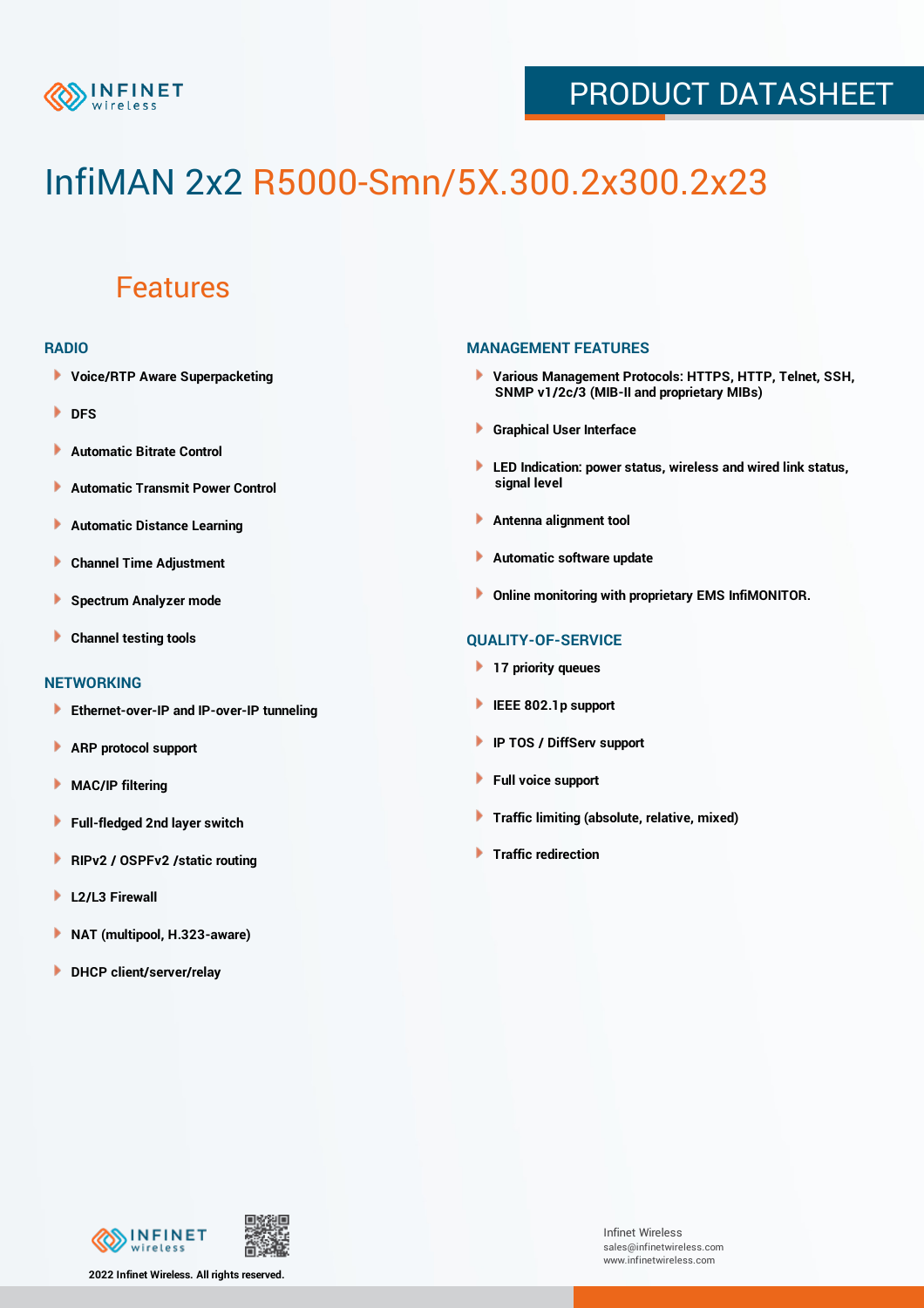# InfiMAN 2x2 R5000-Smn/5X.300.2x300.2x23

## Features

### RADIO

- Voice/RTP Aware Superpacketing
- DFS
- Automatic Bitrate Control
- Automatic Transmit Power Control
- Automatic Distance Learning
- Channel Time Adjustment
- Spectrum Analyzer mode
- Channel testing tools

### NETWORKING

- Ethernet-over-IP and IP-over-IP tunneling
- ARP protocol support
- MAC/IP filtering
- Full-fledged 2nd layer switch
- RIPv2 / OSPFv2 /static routing
- L2/L3 Firewall
- NAT (multipool, H.323-aware)
- DHCP client/server/relay

### MANAGEMENT FEATURES

- Various Management Protocols: HTTPS, HTTP, Telnet, SSH, SNMP v1/2c/3 (MIB-II and proprietary MIBs)
- Graphical User Interface
- LED Indication: power status, wireless and wired link status, signal level
- Antenna alignment tool
- Automatic software update
- Online monitoring with proprietary EMS InfiMONITOR.

### QUALITY-OF-SERVICE

- 17 priority queues
- IEEE 802.1p support
- IP TOS / DiffServ support
- Full voice support
- Traffic limiting (absolute, relative, mixed)
- Traffic redirection

2022 Infinet Wireless. All rights reserved.

Infinet Wireless
sales@infinetwireless.com
www.infinetwireless.com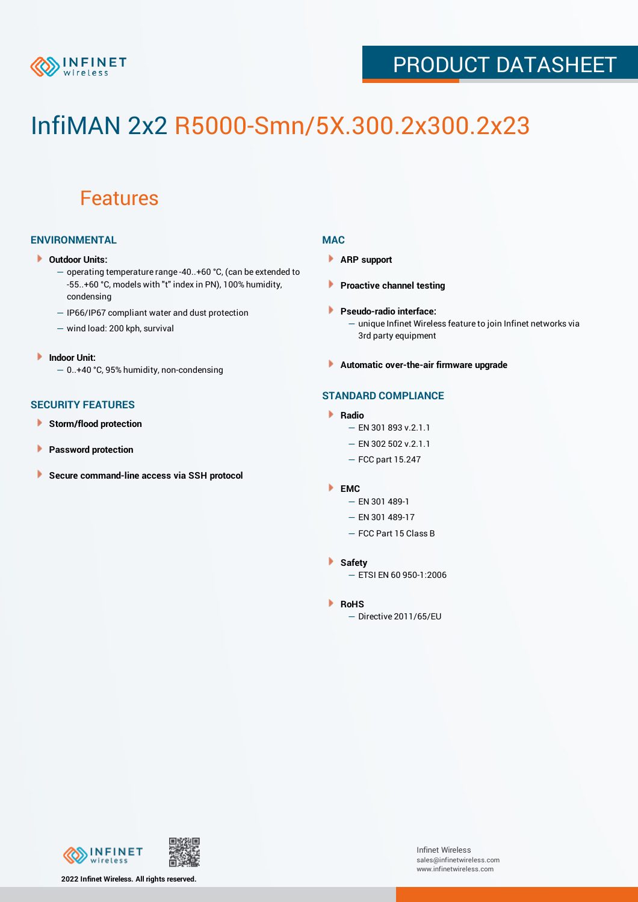# InfiMAN 2x2 R5000-Smn/5X.300.2x300.2x23

## Features

### ENVIRONMENTAL

- **Outdoor Units:**
  - operating temperature range -40..+60 °C, (can be extended to -55..+60 °C, models with "t" index in PN), 100% humidity, condensing
  - IP66/IP67 compliant water and dust protection
  - wind load: 200 kph, survival
- **Indoor Unit:**
  - 0..+40 °C, 95% humidity, non-condensing

### SECURITY FEATURES

- **Storm/flood protection**
- **Password protection**
- **Secure command-line access via SSH protocol**

### MAC

- **ARP support**
- **Proactive channel testing**
- **Pseudo-radio interface:**
  - unique Infinet Wireless feature to join Infinet networks via 3rd party equipment
- **Automatic over-the-air firmware upgrade**

### STANDARD COMPLIANCE

- **Radio**
  - EN 301 893 v.2.1.1
  - EN 302 502 v.2.1.1
  - FCC part 15.247
- **EMC**
  - EN 301 489-1
  - EN 301 489-17
  - FCC Part 15 Class B
- **Safety**
  - ETSI EN 60 950-1:2006
- **RoHS**
  - Directive 2011/65/EU

2022 Infinet Wireless. All rights reserved.

Infinet Wireless
sales@infinetwireless.com
www.infinetwireless.com